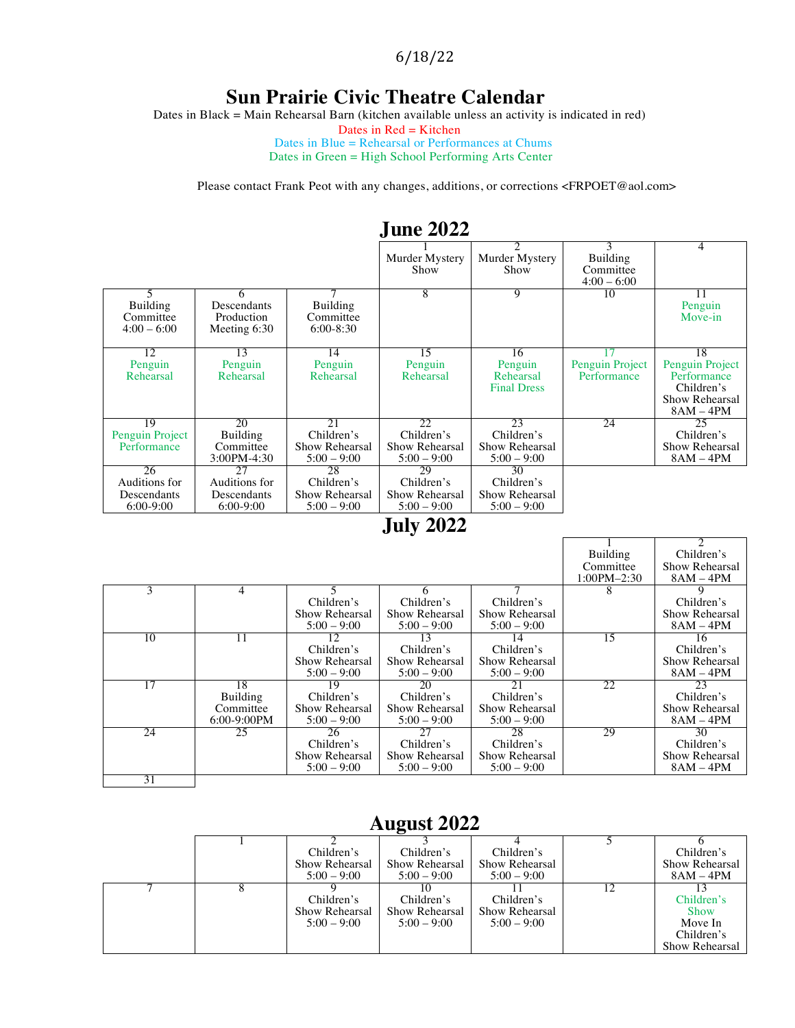6/18/22

# Sun Prairie Civic Theatre Calendar

Dates in Black = Main Rehearsal Barn (kitchen available unless an activity is indicated in red)

Dates in Red = Kitchen

Dates in Blue = Rehearsal or Performances at Chums

Dates in Green = High School Performing Arts Center

Please contact Frank Peot with any changes, additions, or corrections <FRPOET@aol.com>

## June 2022

| | | | | | | |
|---|---|---|---|---|---|---|
| | | | 1 Murder Mystery Show | 2 Murder Mystery Show | 3 Building Committee 4:00 – 6:00 | 4 |
| 5 Building Committee 4:00 – 6:00 | 6 Descendants Production Meeting 6:30 | 7 Building Committee 6:00-8:30 | 8 | 9 | 10 | 11 Penguin Move-in |
| 12 Penguin Rehearsal | 13 Penguin Rehearsal | 14 Penguin Rehearsal | 15 Penguin Rehearsal | 16 Penguin Rehearsal Final Dress | 17 Penguin Project Performance | 18 Penguin Project Performance Children's Show Rehearsal 8AM – 4PM |
| 19 Penguin Project Performance | 20 Building Committee 3:00PM-4:30 | 21 Children's Show Rehearsal 5:00 – 9:00 | 22 Children's Show Rehearsal 5:00 – 9:00 | 23 Children's Show Rehearsal 5:00 – 9:00 | 24 | 25 Children's Show Rehearsal 8AM – 4PM |
| 26 Auditions for Descendants 6:00-9:00 | 27 Auditions for Descendants 6:00-9:00 | 28 Children's Show Rehearsal 5:00 – 9:00 | 29 Children's Show Rehearsal 5:00 – 9:00 | 30 Children's Show Rehearsal 5:00 – 9:00 | | |

## July 2022

| | | | | | | |
|---|---|---|---|---|---|---|
| | | | | | 1 Building Committee 1:00PM–2:30 | 2 Children's Show Rehearsal 8AM – 4PM |
| 3 | 4 | 5 Children's Show Rehearsal 5:00 – 9:00 | 6 Children's Show Rehearsal 5:00 – 9:00 | 7 Children's Show Rehearsal 5:00 – 9:00 | 8 | 9 Children's Show Rehearsal 8AM – 4PM |
| 10 | 11 | 12 Children's Show Rehearsal 5:00 – 9:00 | 13 Children's Show Rehearsal 5:00 – 9:00 | 14 Children's Show Rehearsal 5:00 – 9:00 | 15 | 16 Children's Show Rehearsal 8AM – 4PM |
| 17 | 18 Building Committee 6:00-9:00PM | 19 Children's Show Rehearsal 5:00 – 9:00 | 20 Children's Show Rehearsal 5:00 – 9:00 | 21 Children's Show Rehearsal 5:00 – 9:00 | 22 | 23 Children's Show Rehearsal 8AM – 4PM |
| 24 | 25 | 26 Children's Show Rehearsal 5:00 – 9:00 | 27 Children's Show Rehearsal 5:00 – 9:00 | 28 Children's Show Rehearsal 5:00 – 9:00 | 29 | 30 Children's Show Rehearsal 8AM – 4PM |
| 31 | | | | | | |

## August 2022

| | | | | | | |
|---|---|---|---|---|---|---|
| | 1 | 2 Children's Show Rehearsal 5:00 – 9:00 | 3 Children's Show Rehearsal 5:00 – 9:00 | 4 Children's Show Rehearsal 5:00 – 9:00 | 5 | 6 Children's Show Rehearsal 8AM – 4PM |
| 7 | 8 | 9 Children's Show Rehearsal 5:00 – 9:00 | 10 Children's Show Rehearsal 5:00 – 9:00 | 11 Children's Show Rehearsal 5:00 – 9:00 | 12 | 13 Children's Show Move In Children's Show Rehearsal |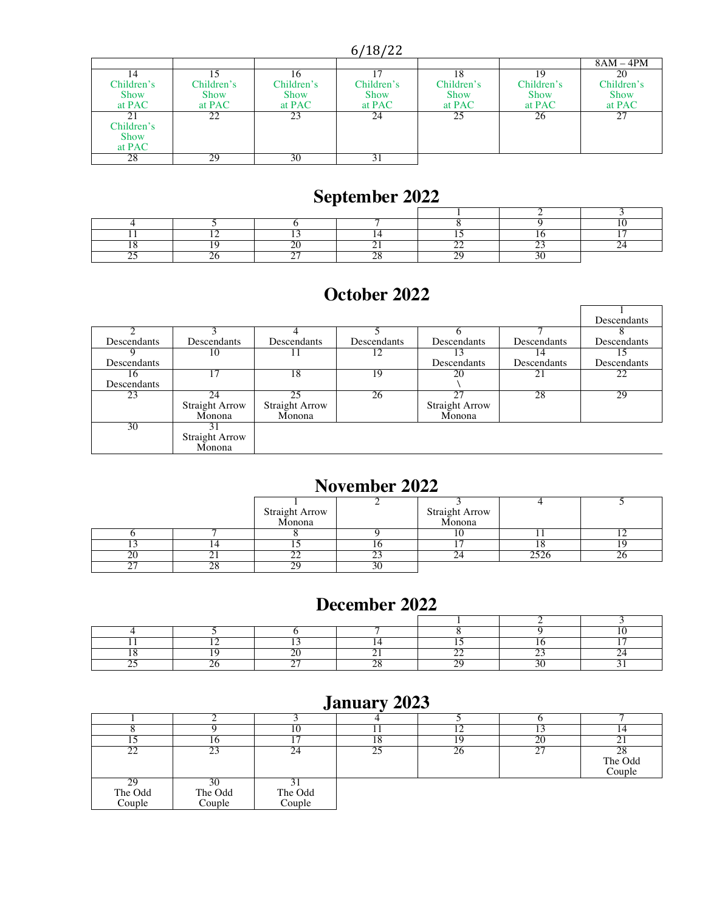6/18/22

| | | | | | | |
|---|---|---|---|---|---|---|
| | | | | | | 8AM – 4PM |
| 14 Children's Show at PAC | 15 Children's Show at PAC | 16 Children's Show at PAC | 17 Children's Show at PAC | 18 Children's Show at PAC | 19 Children's Show at PAC | 20 Children's Show at PAC |
| 21 Children's Show at PAC | 22 | 23 | 24 | 25 | 26 | 27 |
| 28 | 29 | 30 | 31 | | | |

# September 2022

| | | | | | | |
|---|---|---|---|---|---|---|
| | | | | 1 | 2 | 3 |
| 4 | 5 | 6 | 7 | 8 | 9 | 10 |
| 11 | 12 | 13 | 14 | 15 | 16 | 17 |
| 18 | 19 | 20 | 21 | 22 | 23 | 24 |
| 25 | 26 | 27 | 28 | 29 | 30 | |

# October 2022

| | | | | | | |
|---|---|---|---|---|---|---|
| | | | | | | 1 Descendants |
| 2 Descendants | 3 Descendants | 4 Descendants | 5 Descendants | 6 Descendants | 7 Descendants | 8 Descendants |
| 9 Descendants | 10 | 11 | 12 | 13 Descendants | 14 Descendants | 15 Descendants |
| 16 Descendants | 17 | 18 | 19 | 20 \ | 21 | 22 |
| 23 | 24 Straight Arrow Monona | 25 Straight Arrow Monona | 26 | 27 Straight Arrow Monona | 28 | 29 |
| 30 | 31 Straight Arrow Monona | | | | | |

# November 2022

| | | | | | | |
|---|---|---|---|---|---|---|
| | | 1 Straight Arrow Monona | 2 | 3 Straight Arrow Monona | 4 | 5 |
| 6 | 7 | 8 | 9 | 10 | 11 | 12 |
| 13 | 14 | 15 | 16 | 17 | 18 | 19 |
| 20 | 21 | 22 | 23 | 24 | 2526 | 26 |
| 27 | 28 | 29 | 30 | | | |

# December 2022

| | | | | | | |
|---|---|---|---|---|---|---|
| | | | | 1 | 2 | 3 |
| 4 | 5 | 6 | 7 | 8 | 9 | 10 |
| 11 | 12 | 13 | 14 | 15 | 16 | 17 |
| 18 | 19 | 20 | 21 | 22 | 23 | 24 |
| 25 | 26 | 27 | 28 | 29 | 30 | 31 |

# January 2023

| | | | | | | |
|---|---|---|---|---|---|---|
| 1 | 2 | 3 | 4 | 5 | 6 | 7 |
| 8 | 9 | 10 | 11 | 12 | 13 | 14 |
| 15 | 16 | 17 | 18 | 19 | 20 | 21 |
| 22 | 23 | 24 | 25 | 26 | 27 | 28 The Odd Couple |
| 29 The Odd Couple | 30 The Odd Couple | 31 The Odd Couple | | | | |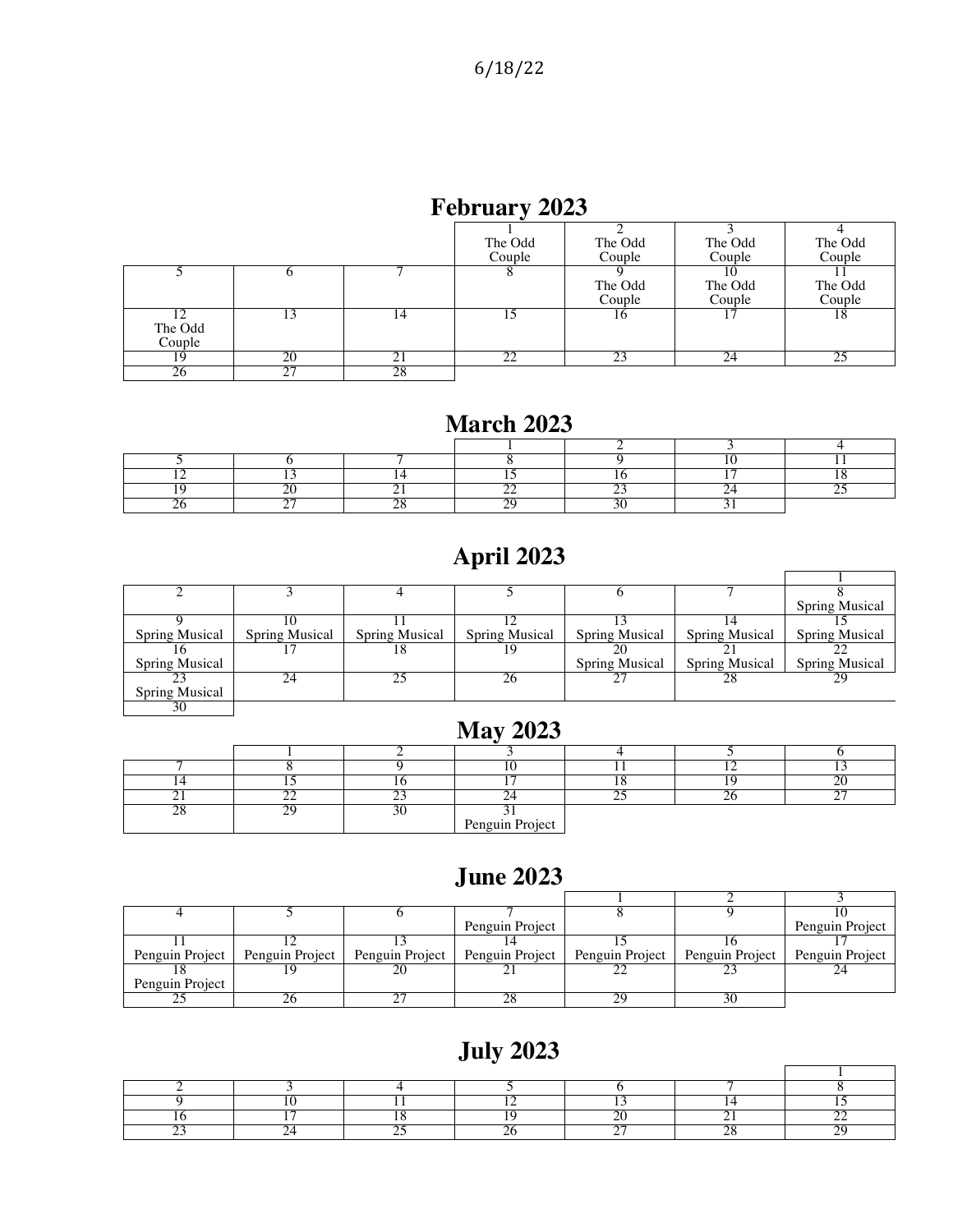## February 2023

| | | | 1<br>The Odd Couple | 2<br>The Odd Couple | 3<br>The Odd Couple | 4<br>The Odd Couple |
|---|---|---|---|---|---|---|
| 5 | 6 | 7 | 8 | 9<br>The Odd Couple | 10<br>The Odd Couple | 11<br>The Odd Couple |
| 12<br>The Odd Couple | 13 | 14 | 15 | 16 | 17 | 18 |
| 19 | 20 | 21 | 22 | 23 | 24 | 25 |
| 26 | 27 | 28 | | | | |

## March 2023

| | | | 1 | 2 | 3 | 4 |
|---|---|---|---|---|---|---|
| 5 | 6 | 7 | 8 | 9 | 10 | 11 |
| 12 | 13 | 14 | 15 | 16 | 17 | 18 |
| 19 | 20 | 21 | 22 | 23 | 24 | 25 |
| 26 | 27 | 28 | 29 | 30 | 31 | |

## April 2023

| | | | | | | 1 |
|---|---|---|---|---|---|---|
| 2 | 3 | 4 | 5 | 6 | 7 | 8<br>Spring Musical |
| 9<br>Spring Musical | 10<br>Spring Musical | 11<br>Spring Musical | 12<br>Spring Musical | 13<br>Spring Musical | 14<br>Spring Musical | 15<br>Spring Musical |
| 16<br>Spring Musical | 17 | 18 | 19 | 20<br>Spring Musical | 21<br>Spring Musical | 22<br>Spring Musical |
| 23<br>Spring Musical | 24 | 25 | 26 | 27 | 28 | 29 |
| 30 | | | | | | |

## May 2023

| | 1 | 2 | 3 | 4 | 5 | 6 |
|---|---|---|---|---|---|---|
| 7 | 8 | 9 | 10 | 11 | 12 | 13 |
| 14 | 15 | 16 | 17 | 18 | 19 | 20 |
| 21 | 22 | 23 | 24 | 25 | 26 | 27 |
| 28 | 29 | 30 | 31<br>Penguin Project | | | |

## June 2023

| | | | | 1 | 2 | 3 |
|---|---|---|---|---|---|---|
| 4 | 5 | 6 | 7<br>Penguin Project | 8 | 9 | 10<br>Penguin Project |
| 11<br>Penguin Project | 12<br>Penguin Project | 13<br>Penguin Project | 14<br>Penguin Project | 15<br>Penguin Project | 16<br>Penguin Project | 17<br>Penguin Project |
| 18<br>Penguin Project | 19 | 20 | 21 | 22 | 23 | 24 |
| 25 | 26 | 27 | 28 | 29 | 30 | |

## July 2023

| | | | | | | 1 |
|---|---|---|---|---|---|---|
| 2 | 3 | 4 | 5 | 6 | 7 | 8 |
| 9 | 10 | 11 | 12 | 13 | 14 | 15 |
| 16 | 17 | 18 | 19 | 20 | 21 | 22 |
| 23 | 24 | 25 | 26 | 27 | 28 | 29 |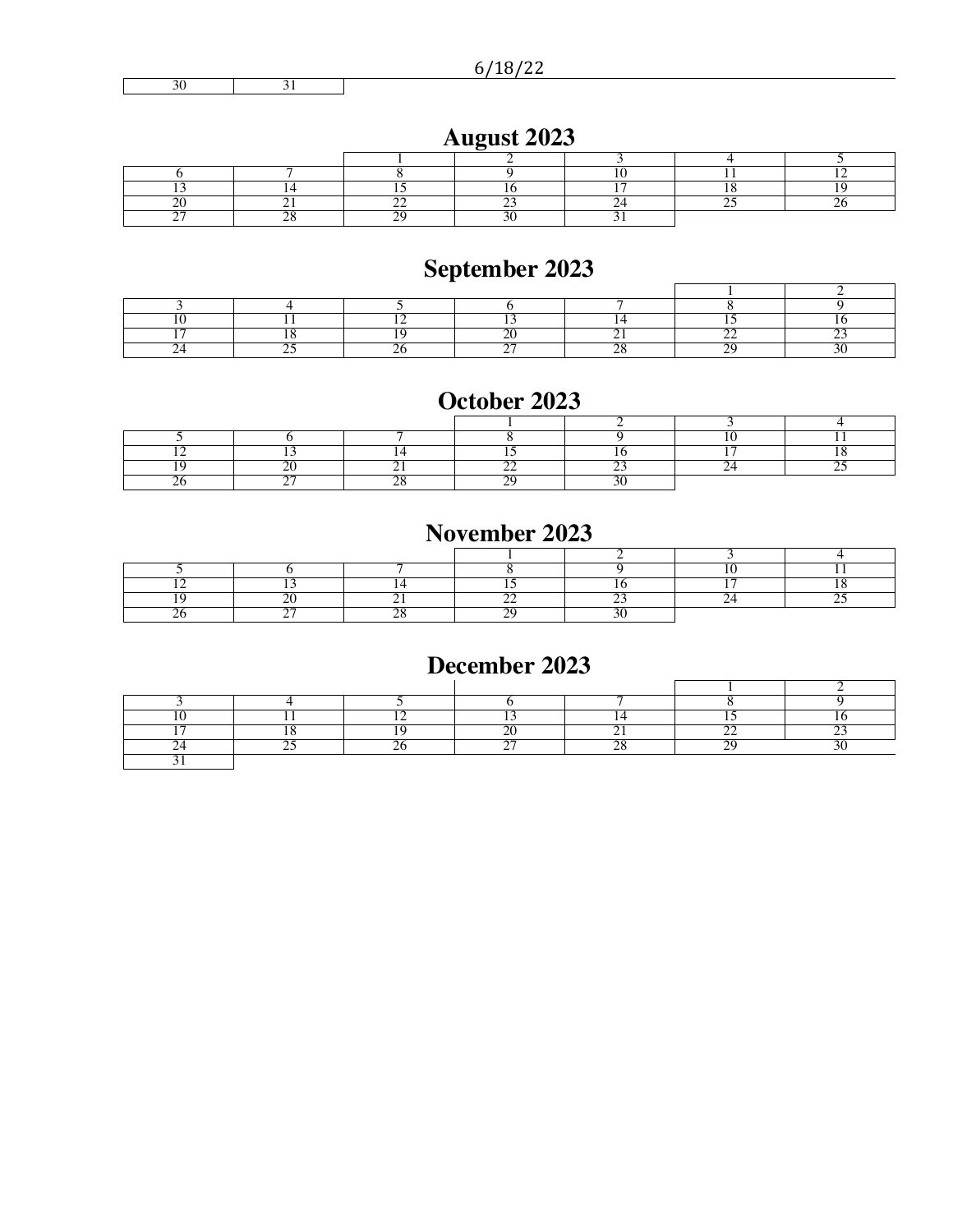| | | | | | | |
|---|---|---|---|---|---|---|
| 30 | 31 | | | | | |

## August 2023

| | | | | | | |
|---|---|---|---|---|---|---|
| | | 1 | 2 | 3 | 4 | 5 |
| 6 | 7 | 8 | 9 | 10 | 11 | 12 |
| 13 | 14 | 15 | 16 | 17 | 18 | 19 |
| 20 | 21 | 22 | 23 | 24 | 25 | 26 |
| 27 | 28 | 29 | 30 | 31 | | |

## September 2023

| | | | | | | |
|---|---|---|---|---|---|---|
| | | | | | 1 | 2 |
| 3 | 4 | 5 | 6 | 7 | 8 | 9 |
| 10 | 11 | 12 | 13 | 14 | 15 | 16 |
| 17 | 18 | 19 | 20 | 21 | 22 | 23 |
| 24 | 25 | 26 | 27 | 28 | 29 | 30 |

## October 2023

| | | | | | | |
|---|---|---|---|---|---|---|
| | | | 1 | 2 | 3 | 4 |
| 5 | 6 | 7 | 8 | 9 | 10 | 11 |
| 12 | 13 | 14 | 15 | 16 | 17 | 18 |
| 19 | 20 | 21 | 22 | 23 | 24 | 25 |
| 26 | 27 | 28 | 29 | 30 | | |

## November 2023

| | | | | | | |
|---|---|---|---|---|---|---|
| | | | 1 | 2 | 3 | 4 |
| 5 | 6 | 7 | 8 | 9 | 10 | 11 |
| 12 | 13 | 14 | 15 | 16 | 17 | 18 |
| 19 | 20 | 21 | 22 | 23 | 24 | 25 |
| 26 | 27 | 28 | 29 | 30 | | |

## December 2023

| | | | | | | |
|---|---|---|---|---|---|---|
| | | | | | 1 | 2 |
| 3 | 4 | 5 | 6 | 7 | 8 | 9 |
| 10 | 11 | 12 | 13 | 14 | 15 | 16 |
| 17 | 18 | 19 | 20 | 21 | 22 | 23 |
| 24 | 25 | 26 | 27 | 28 | 29 | 30 |
| 31 | | | | | | |